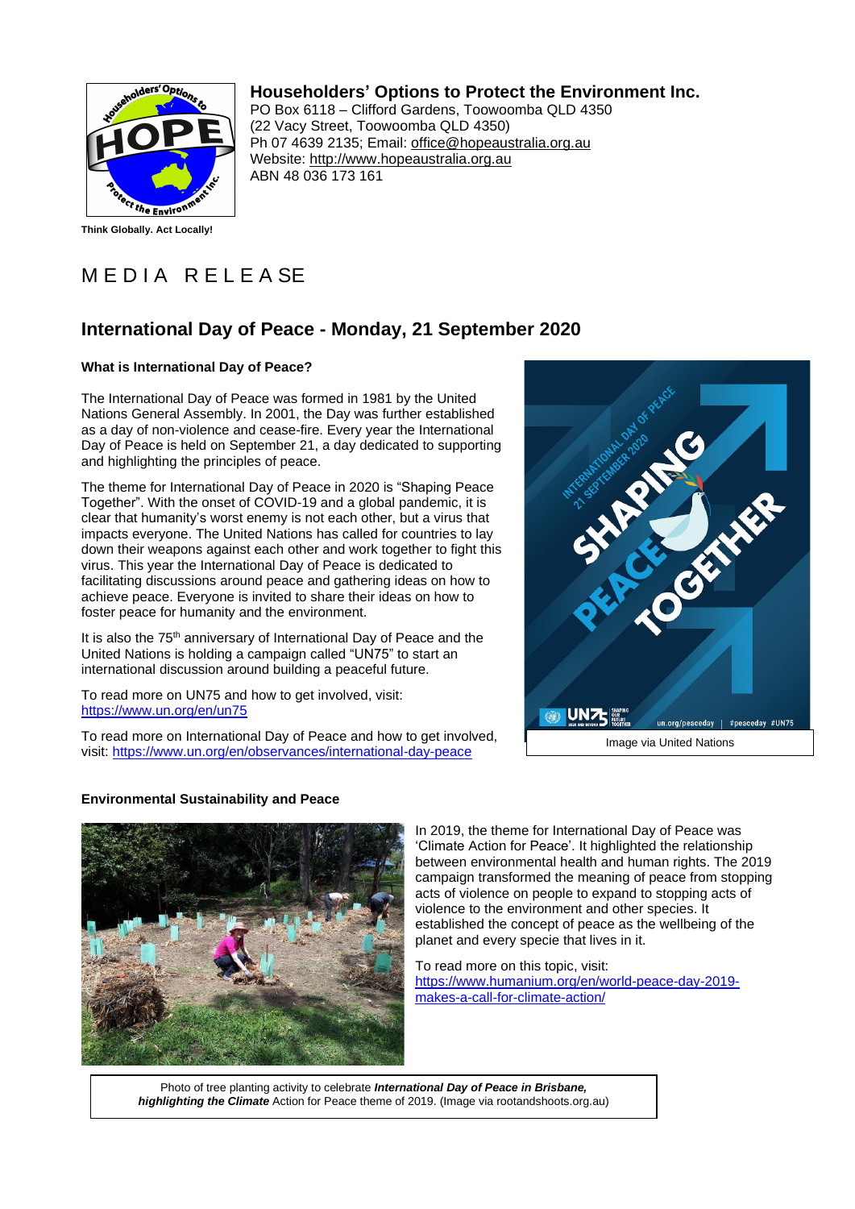# Householders' Options to Protect the Environment Inc.

PO Box 6118 – Clifford Gardens, Toowoomba QLD 4350
(22 Vacy Street, Toowoomba QLD 4350)
Ph 07 4639 2135; Email: office@hopeaustralia.org.au
Website: http://www.hopeaustralia.org.au
ABN 48 036 173 161

**Think Globally. Act Locally!**

# MEDIA RELEASE

## International Day of Peace - Monday, 21 September 2020

**What is International Day of Peace?**

The International Day of Peace was formed in 1981 by the United Nations General Assembly. In 2001, the Day was further established as a day of non-violence and cease-fire. Every year the International Day of Peace is held on September 21, a day dedicated to supporting and highlighting the principles of peace.

The theme for International Day of Peace in 2020 is "Shaping Peace Together". With the onset of COVID-19 and a global pandemic, it is clear that humanity's worst enemy is not each other, but a virus that impacts everyone. The United Nations has called for countries to lay down their weapons against each other and work together to fight this virus. This year the International Day of Peace is dedicated to facilitating discussions around peace and gathering ideas on how to achieve peace. Everyone is invited to share their ideas on how to foster peace for humanity and the environment.

It is also the 75th anniversary of International Day of Peace and the United Nations is holding a campaign called "UN75" to start an international discussion around building a peaceful future.

To read more on UN75 and how to get involved, visit: https://www.un.org/en/un75

To read more on International Day of Peace and how to get involved, visit: https://www.un.org/en/observances/international-day-peace

Image via United Nations

**Environmental Sustainability and Peace**

In 2019, the theme for International Day of Peace was 'Climate Action for Peace'. It highlighted the relationship between environmental health and human rights. The 2019 campaign transformed the meaning of peace from stopping acts of violence on people to expand to stopping acts of violence to the environment and other species. It established the concept of peace as the wellbeing of the planet and every specie that lives in it.

To read more on this topic, visit: https://www.humanium.org/en/world-peace-day-2019-makes-a-call-for-climate-action/

Photo of tree planting activity to celebrate ***International Day of Peace in Brisbane, highlighting the Climate*** Action for Peace theme of 2019. (Image via rootandshoots.org.au)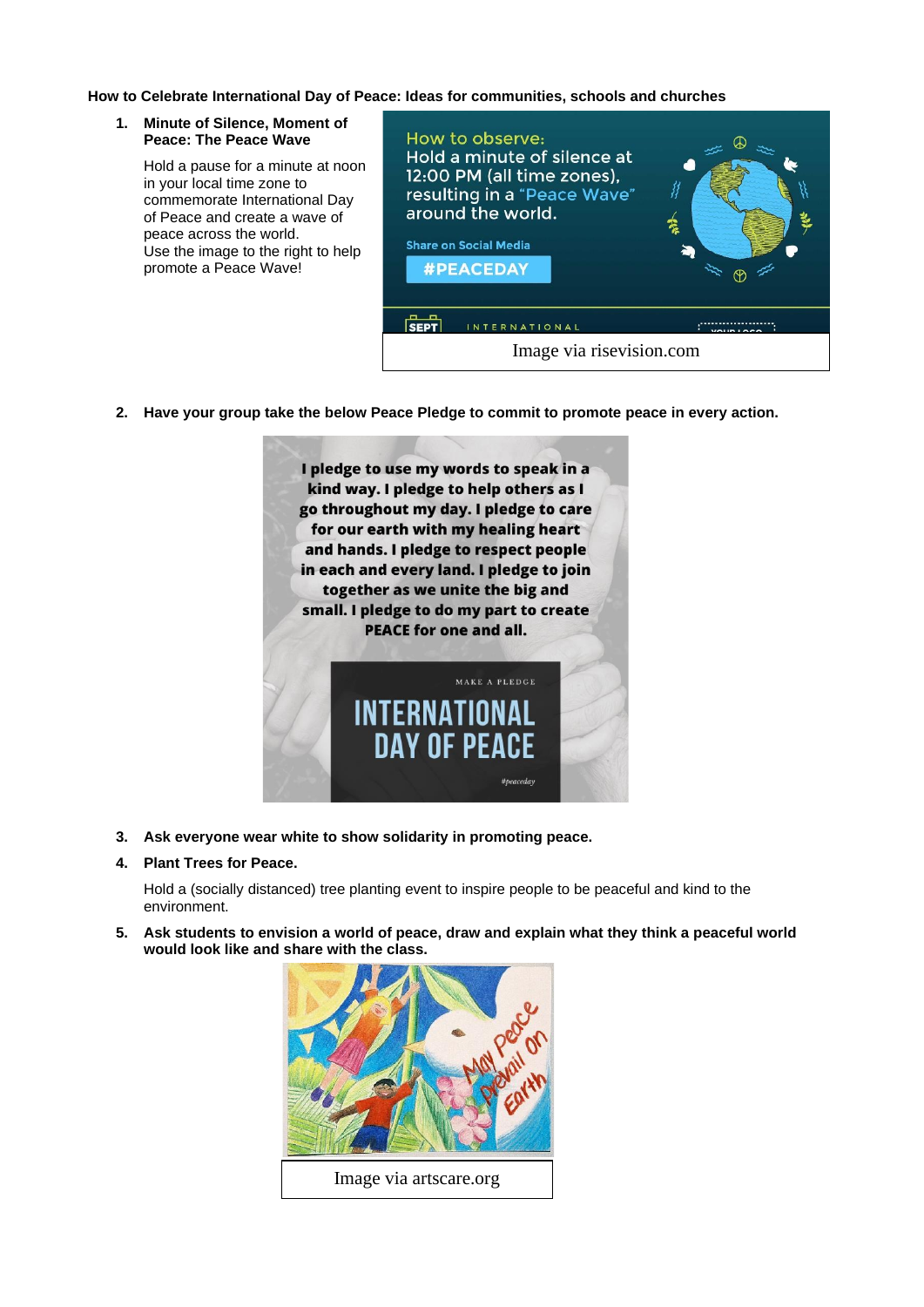**How to Celebrate International Day of Peace: Ideas for communities, schools and churches**

1. **Minute of Silence, Moment of Peace: The Peace Wave**

   Hold a pause for a minute at noon in your local time zone to commemorate International Day of Peace and create a wave of peace across the world.
   Use the image to the right to help promote a Peace Wave!

   Image via risevision.com

2. **Have your group take the below Peace Pledge to commit to promote peace in every action.**

3. **Ask everyone wear white to show solidarity in promoting peace.**

4. **Plant Trees for Peace.**

   Hold a (socially distanced) tree planting event to inspire people to be peaceful and kind to the environment.

5. **Ask students to envision a world of peace, draw and explain what they think a peaceful world would look like and share with the class.**

   Image via artscare.org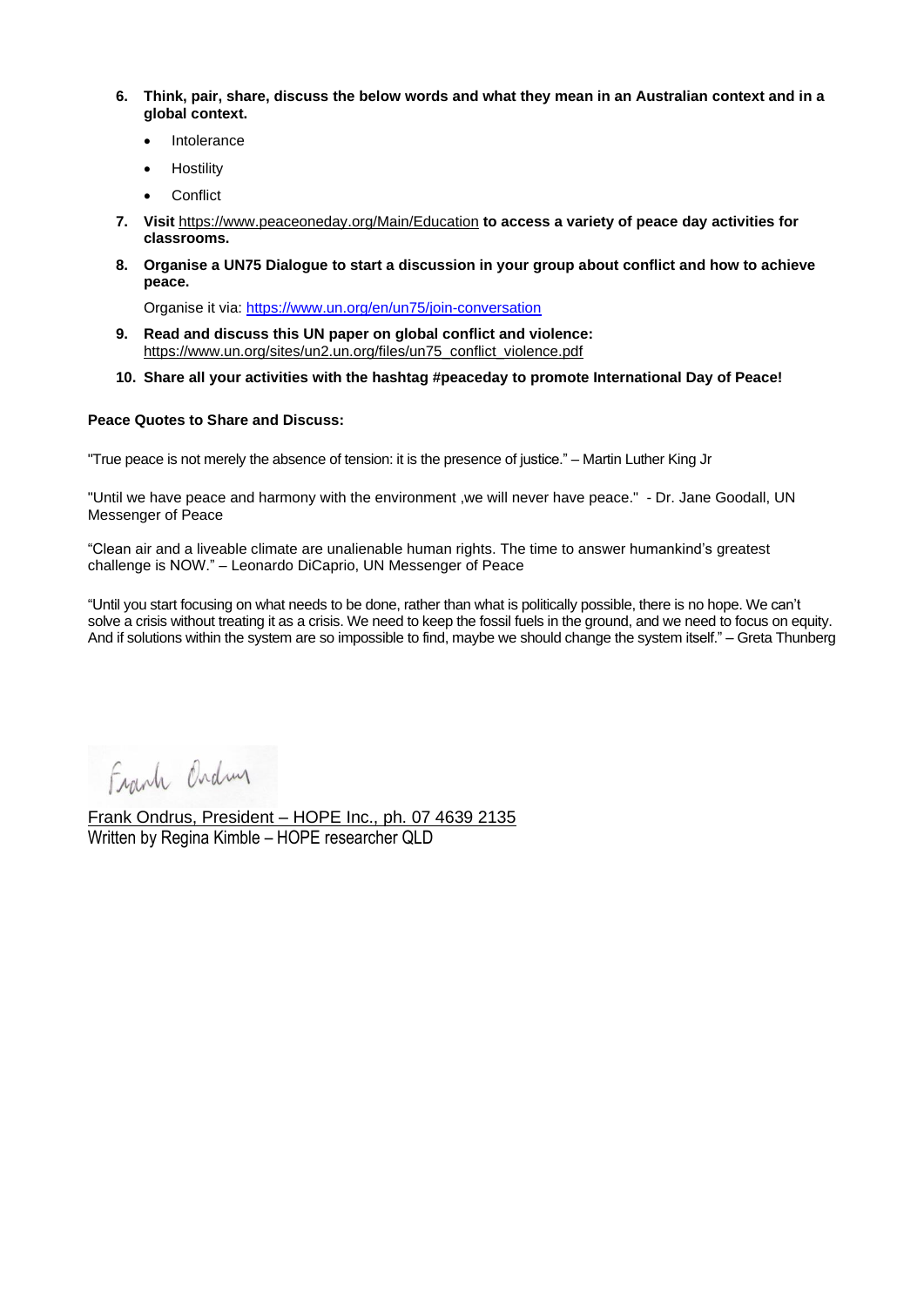6. **Think, pair, share, discuss the below words and what they mean in an Australian context and in a global context.**
   - Intolerance
   - Hostility
   - Conflict
7. **Visit** https://www.peaceoneday.org/Main/Education **to access a variety of peace day activities for classrooms.**
8. **Organise a UN75 Dialogue to start a discussion in your group about conflict and how to achieve peace.**

   Organise it via: https://www.un.org/en/un75/join-conversation
9. **Read and discuss this UN paper on global conflict and violence:** https://www.un.org/sites/un2.un.org/files/un75_conflict_violence.pdf
10. **Share all your activities with the hashtag #peaceday to promote International Day of Peace!**

**Peace Quotes to Share and Discuss:**

"True peace is not merely the absence of tension: it is the presence of justice." – Martin Luther King Jr

"Until we have peace and harmony with the environment ,we will never have peace." - Dr. Jane Goodall, UN Messenger of Peace

"Clean air and a liveable climate are unalienable human rights. The time to answer humankind's greatest challenge is NOW." – Leonardo DiCaprio, UN Messenger of Peace

"Until you start focusing on what needs to be done, rather than what is politically possible, there is no hope. We can't solve a crisis without treating it as a crisis. We need to keep the fossil fuels in the ground, and we need to focus on equity. And if solutions within the system are so impossible to find, maybe we should change the system itself." – Greta Thunberg

Frank Ondrus

Frank Ondrus, President – HOPE Inc., ph. 07 4639 2135

Written by Regina Kimble – HOPE researcher QLD